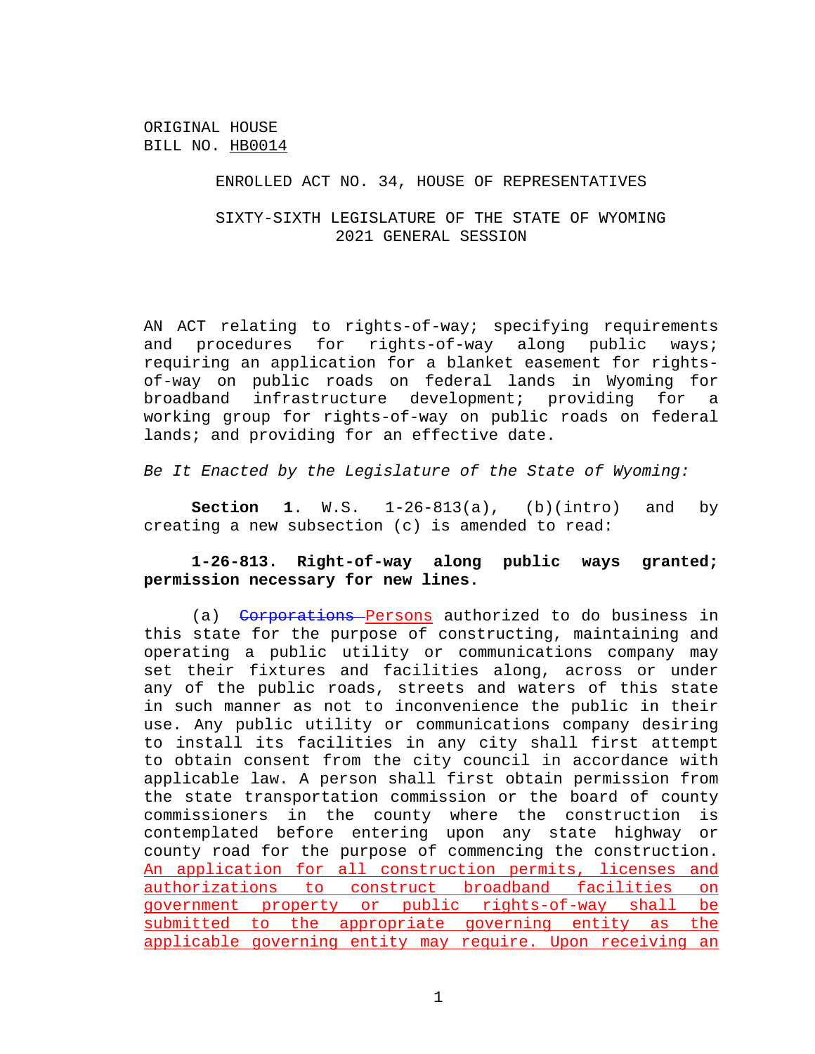ORIGINAL HOUSE
BILL NO. HB0014

ENROLLED ACT NO. 34, HOUSE OF REPRESENTATIVES

SIXTY-SIXTH LEGISLATURE OF THE STATE OF WYOMING
2021 GENERAL SESSION

AN ACT relating to rights-of-way; specifying requirements and procedures for rights-of-way along public ways; requiring an application for a blanket easement for rights-of-way on public roads on federal lands in Wyoming for broadband infrastructure development; providing for a working group for rights-of-way on public roads on federal lands; and providing for an effective date.

*Be It Enacted by the Legislature of the State of Wyoming:*

**Section 1**. W.S. 1-26-813(a), (b)(intro) and by creating a new subsection (c) is amended to read:

**1-26-813. Right-of-way along public ways granted; permission necessary for new lines.**

(a) ~~Corporations~~ <u>Persons</u> authorized to do business in this state for the purpose of constructing, maintaining and operating a public utility or communications company may set their fixtures and facilities along, across or under any of the public roads, streets and waters of this state in such manner as not to inconvenience the public in their use. Any public utility or communications company desiring to install its facilities in any city shall first attempt to obtain consent from the city council in accordance with applicable law. A person shall first obtain permission from the state transportation commission or the board of county commissioners in the county where the construction is contemplated before entering upon any state highway or county road for the purpose of commencing the construction. <u>An application for all construction permits, licenses and authorizations to construct broadband facilities on government property or public rights-of-way shall be submitted to the appropriate governing entity as the applicable governing entity may require. Upon receiving an</u>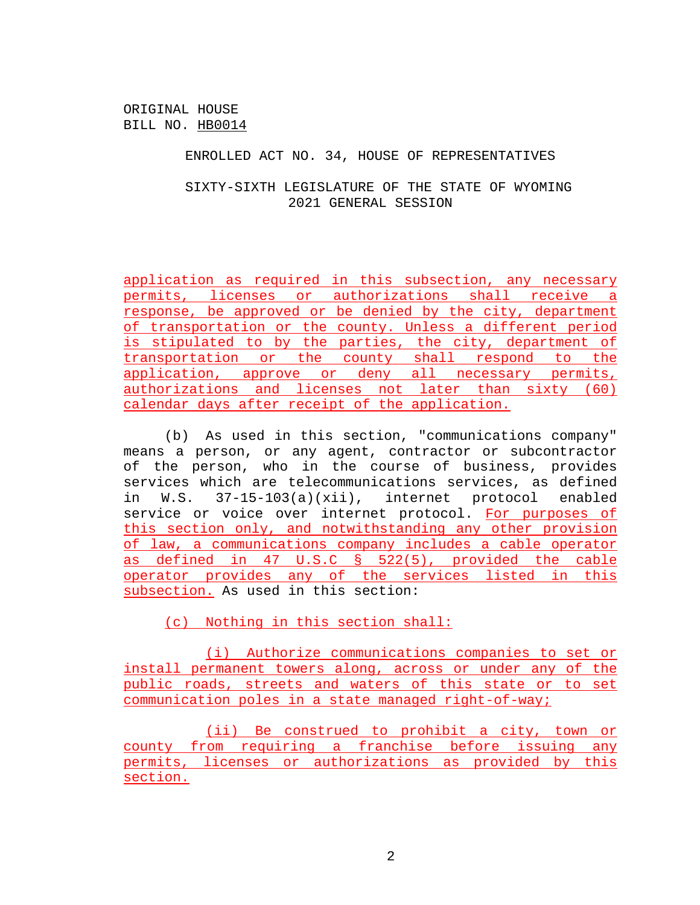ORIGINAL HOUSE
BILL NO. HB0014

ENROLLED ACT NO. 34, HOUSE OF REPRESENTATIVES

SIXTY-SIXTH LEGISLATURE OF THE STATE OF WYOMING
2021 GENERAL SESSION

application as required in this subsection, any necessary permits, licenses or authorizations shall receive a response, be approved or be denied by the city, department of transportation or the county. Unless a different period is stipulated to by the parties, the city, department of transportation or the county shall respond to the application, approve or deny all necessary permits, authorizations and licenses not later than sixty (60) calendar days after receipt of the application.

(b) As used in this section, "communications company" means a person, or any agent, contractor or subcontractor of the person, who in the course of business, provides services which are telecommunications services, as defined in W.S. 37-15-103(a)(xii), internet protocol enabled service or voice over internet protocol. For purposes of this section only, and notwithstanding any other provision of law, a communications company includes a cable operator as defined in 47 U.S.C § 522(5), provided the cable operator provides any of the services listed in this subsection. As used in this section:

(c) Nothing in this section shall:

(i) Authorize communications companies to set or install permanent towers along, across or under any of the public roads, streets and waters of this state or to set communication poles in a state managed right-of-way;

(ii) Be construed to prohibit a city, town or county from requiring a franchise before issuing any permits, licenses or authorizations as provided by this section.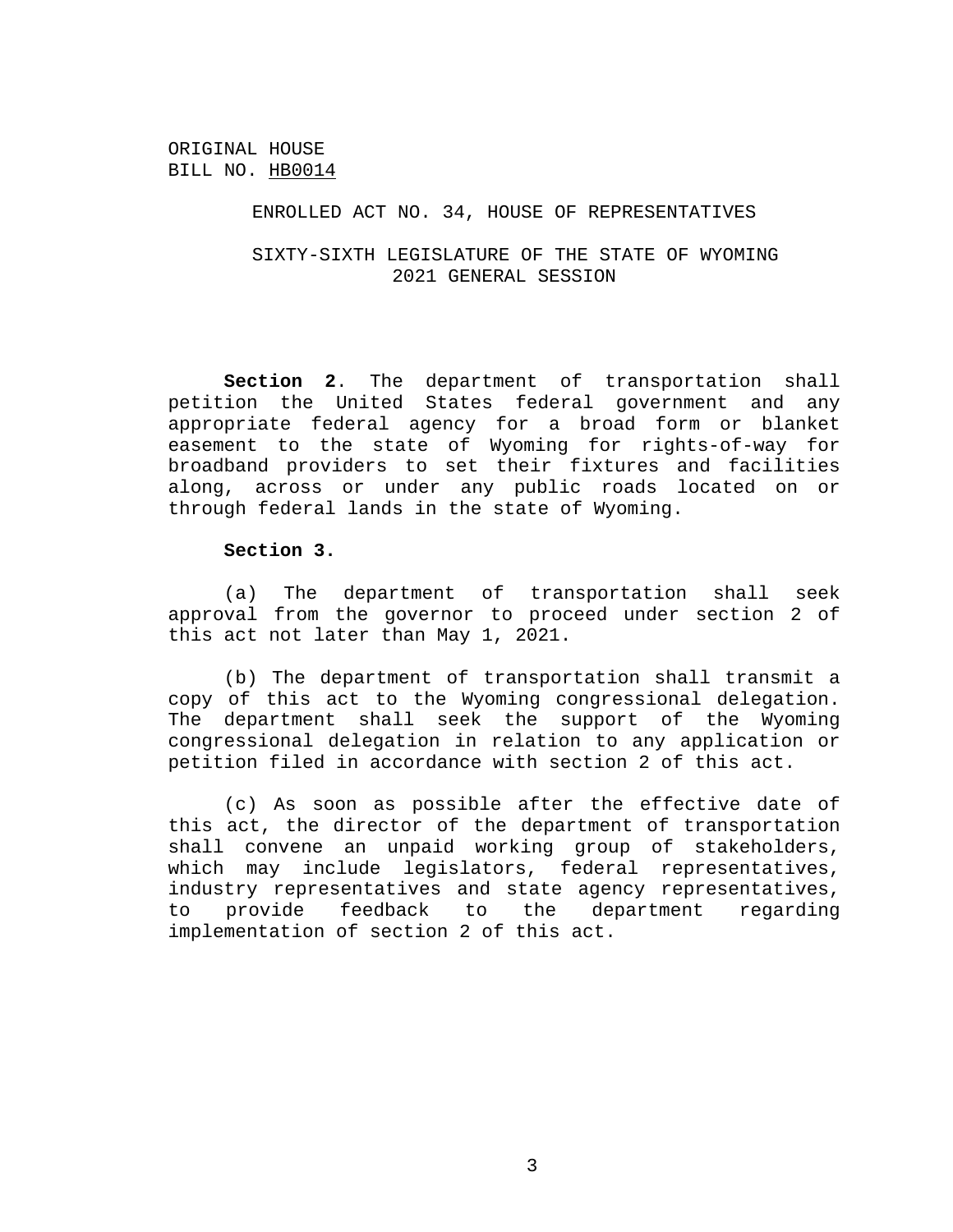ORIGINAL HOUSE
BILL NO. HB0014

ENROLLED ACT NO. 34, HOUSE OF REPRESENTATIVES

SIXTY-SIXTH LEGISLATURE OF THE STATE OF WYOMING
2021 GENERAL SESSION

**Section 2**. The department of transportation shall petition the United States federal government and any appropriate federal agency for a broad form or blanket easement to the state of Wyoming for rights-of-way for broadband providers to set their fixtures and facilities along, across or under any public roads located on or through federal lands in the state of Wyoming.

**Section 3.**

(a) The department of transportation shall seek approval from the governor to proceed under section 2 of this act not later than May 1, 2021.

(b) The department of transportation shall transmit a copy of this act to the Wyoming congressional delegation. The department shall seek the support of the Wyoming congressional delegation in relation to any application or petition filed in accordance with section 2 of this act.

(c) As soon as possible after the effective date of this act, the director of the department of transportation shall convene an unpaid working group of stakeholders, which may include legislators, federal representatives, industry representatives and state agency representatives, to provide feedback to the department regarding implementation of section 2 of this act.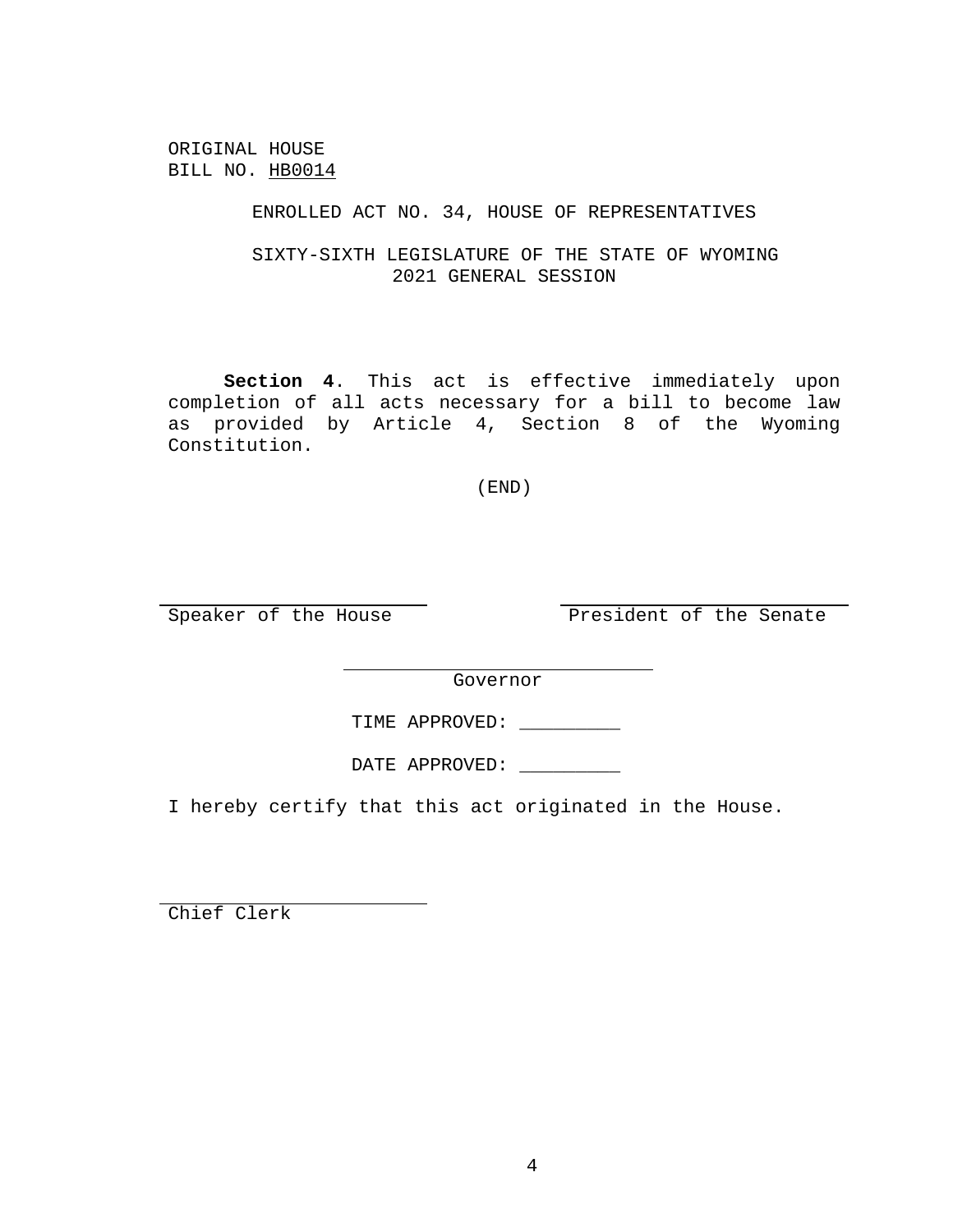ORIGINAL HOUSE
BILL NO. HB0014

ENROLLED ACT NO. 34, HOUSE OF REPRESENTATIVES

SIXTY-SIXTH LEGISLATURE OF THE STATE OF WYOMING
2021 GENERAL SESSION

**Section 4**. This act is effective immediately upon completion of all acts necessary for a bill to become law as provided by Article 4, Section 8 of the Wyoming Constitution.

(END)

Speaker of the House

President of the Senate

Governor

TIME APPROVED: _________

DATE APPROVED: _________

I hereby certify that this act originated in the House.

Chief Clerk